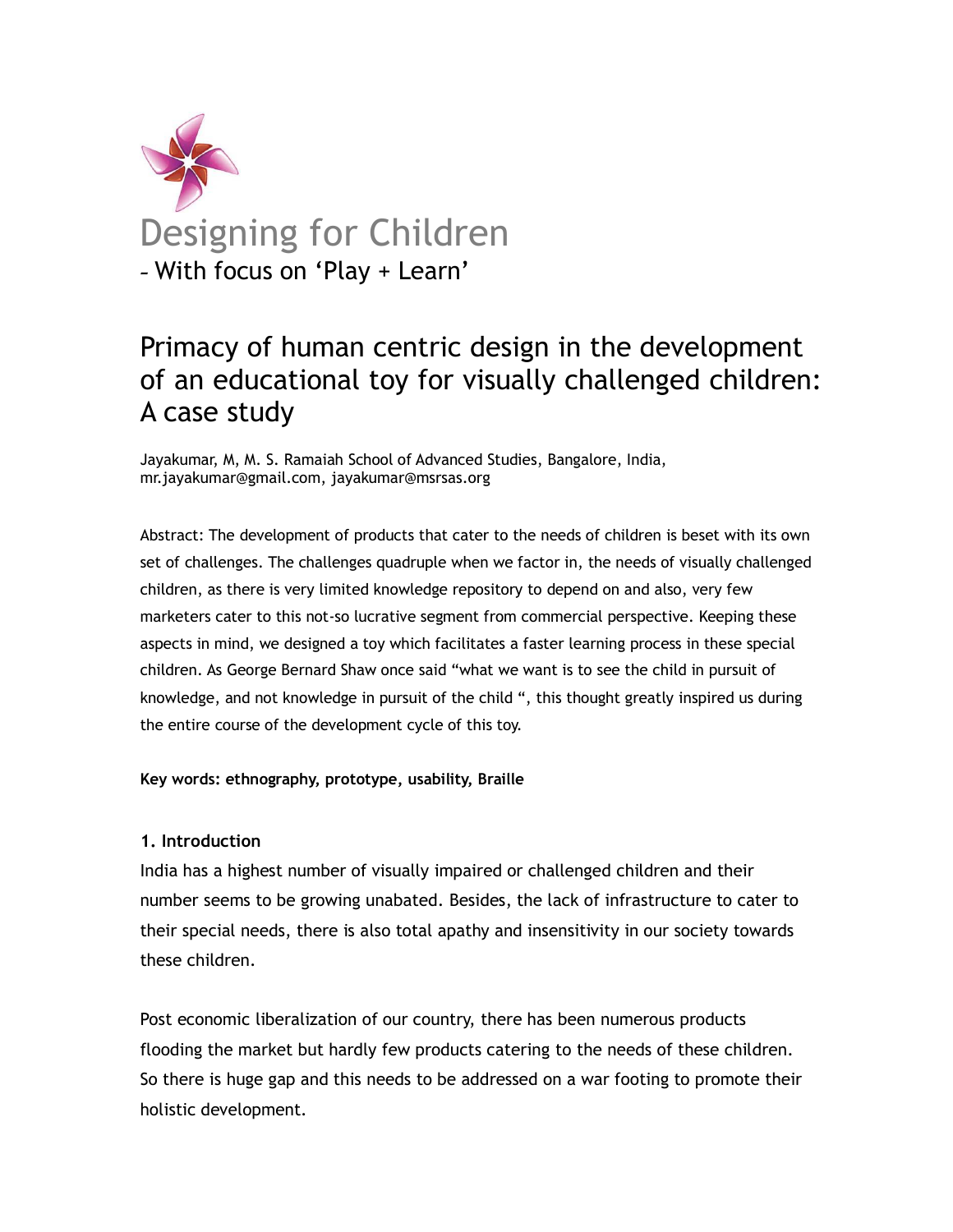# Designing for Children

– With focus on 'Play + Learn'

## Primacy of human centric design in the development of an educational toy for visually challenged children: A case study

Jayakumar, M, M. S. Ramaiah School of Advanced Studies, Bangalore, India, mr.jayakumar@gmail.com, jayakumar@msrsas.org

Abstract: The development of products that cater to the needs of children is beset with its own set of challenges. The challenges quadruple when we factor in, the needs of visually challenged children, as there is very limited knowledge repository to depend on and also, very few marketers cater to this not-so lucrative segment from commercial perspective. Keeping these aspects in mind, we designed a toy which facilitates a faster learning process in these special children. As George Bernard Shaw once said "what we want is to see the child in pursuit of knowledge, and not knowledge in pursuit of the child ", this thought greatly inspired us during the entire course of the development cycle of this toy.

**Key words: ethnography, prototype, usability, Braille**

### 1. Introduction

India has a highest number of visually impaired or challenged children and their number seems to be growing unabated. Besides, the lack of infrastructure to cater to their special needs, there is also total apathy and insensitivity in our society towards these children.

Post economic liberalization of our country, there has been numerous products flooding the market but hardly few products catering to the needs of these children. So there is huge gap and this needs to be addressed on a war footing to promote their holistic development.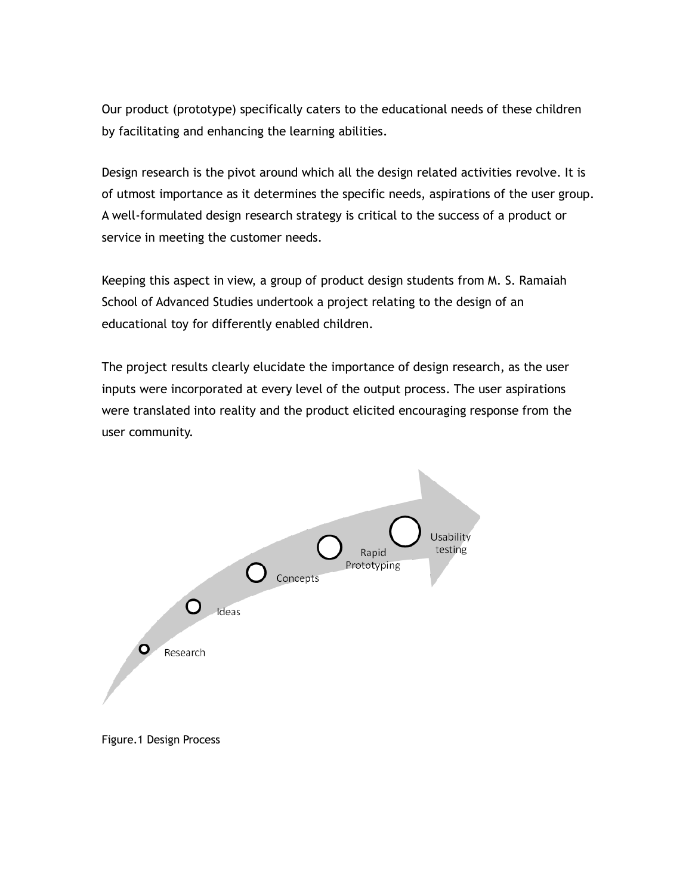Our product (prototype) specifically caters to the educational needs of these children by facilitating and enhancing the learning abilities.

Design research is the pivot around which all the design related activities revolve. It is of utmost importance as it determines the specific needs, aspirations of the user group. A well-formulated design research strategy is critical to the success of a product or service in meeting the customer needs.

Keeping this aspect in view, a group of product design students from M. S. Ramaiah School of Advanced Studies undertook a project relating to the design of an educational toy for differently enabled children.

The project results clearly elucidate the importance of design research, as the user inputs were incorporated at every level of the output process. The user aspirations were translated into reality and the product elicited encouraging response from the user community.

Research → Ideas → Concepts → Rapid Prototyping → Usability testing

Figure.1 Design Process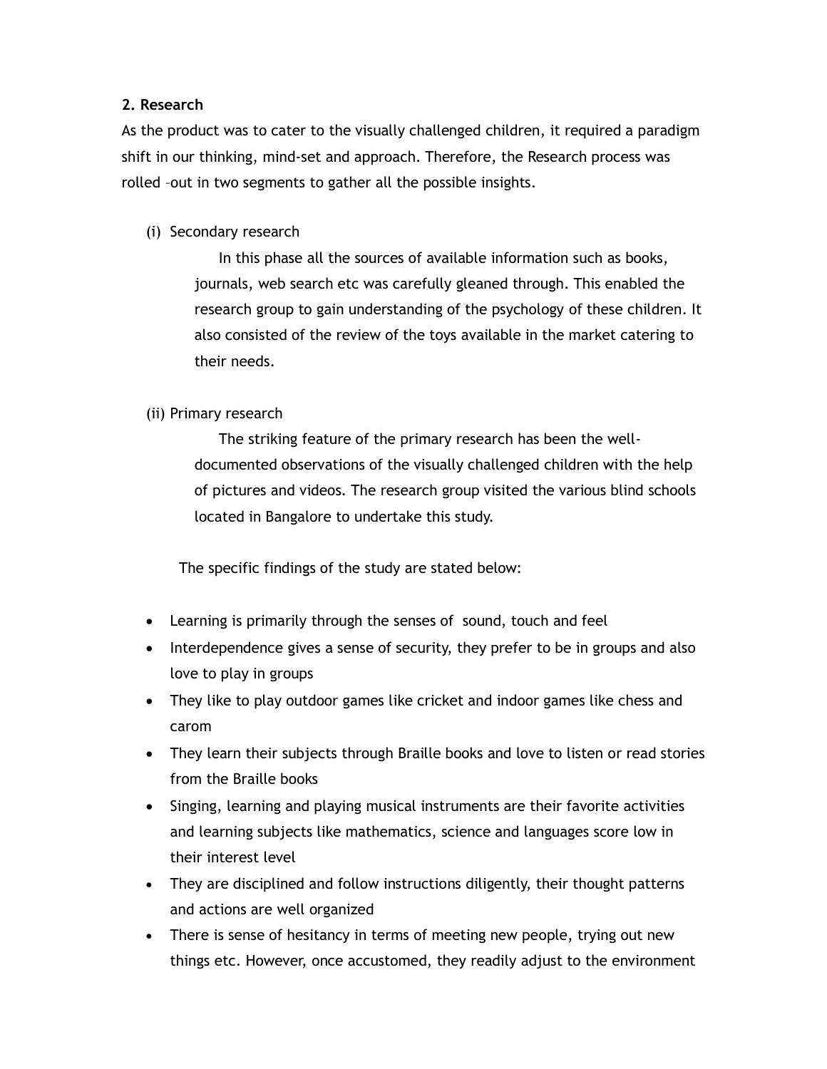## 2. Research

As the product was to cater to the visually challenged children, it required a paradigm shift in our thinking, mind-set and approach. Therefore, the Research process was rolled –out in two segments to gather all the possible insights.

(i) Secondary research

In this phase all the sources of available information such as books, journals, web search etc was carefully gleaned through. This enabled the research group to gain understanding of the psychology of these children. It also consisted of the review of the toys available in the market catering to their needs.

(ii) Primary research

The striking feature of the primary research has been the well-documented observations of the visually challenged children with the help of pictures and videos. The research group visited the various blind schools located in Bangalore to undertake this study.

The specific findings of the study are stated below:

- Learning is primarily through the senses of sound, touch and feel
- Interdependence gives a sense of security, they prefer to be in groups and also love to play in groups
- They like to play outdoor games like cricket and indoor games like chess and carom
- They learn their subjects through Braille books and love to listen or read stories from the Braille books
- Singing, learning and playing musical instruments are their favorite activities and learning subjects like mathematics, science and languages score low in their interest level
- They are disciplined and follow instructions diligently, their thought patterns and actions are well organized
- There is sense of hesitancy in terms of meeting new people, trying out new things etc. However, once accustomed, they readily adjust to the environment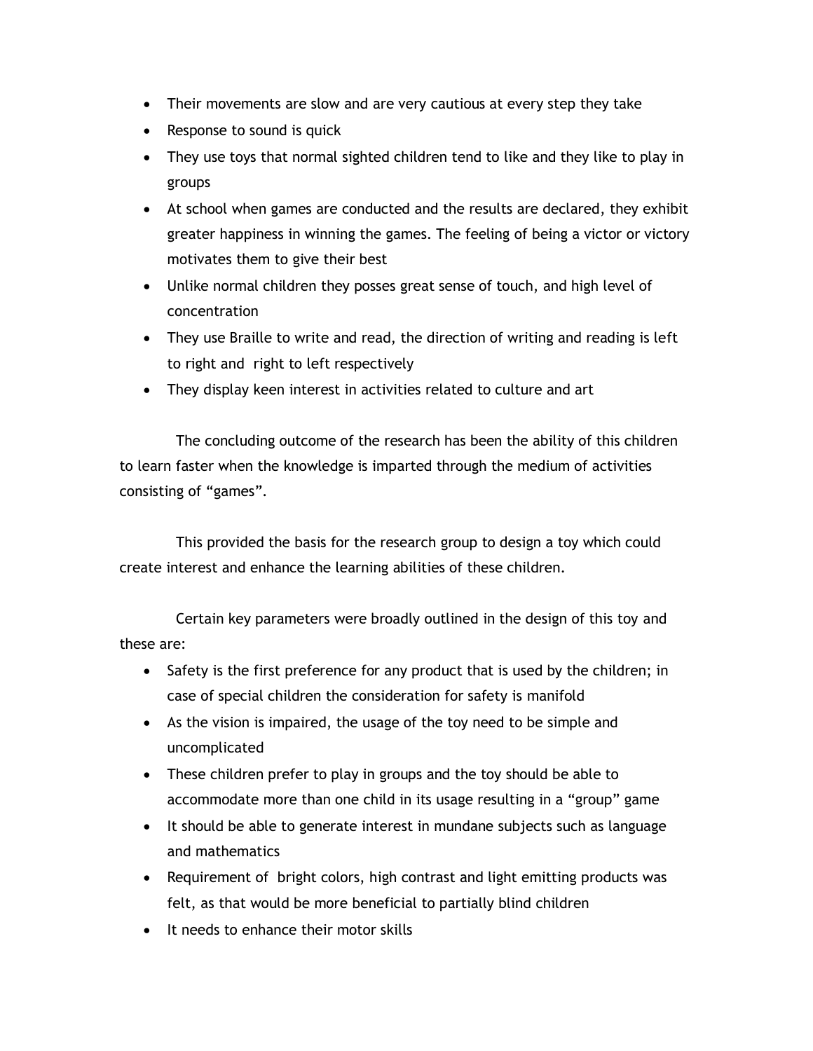- Their movements are slow and are very cautious at every step they take
- Response to sound is quick
- They use toys that normal sighted children tend to like and they like to play in groups
- At school when games are conducted and the results are declared, they exhibit greater happiness in winning the games. The feeling of being a victor or victory motivates them to give their best
- Unlike normal children they posses great sense of touch, and high level of concentration
- They use Braille to write and read, the direction of writing and reading is left to right and right to left respectively
- They display keen interest in activities related to culture and art

The concluding outcome of the research has been the ability of this children to learn faster when the knowledge is imparted through the medium of activities consisting of "games".

This provided the basis for the research group to design a toy which could create interest and enhance the learning abilities of these children.

Certain key parameters were broadly outlined in the design of this toy and these are:

- Safety is the first preference for any product that is used by the children; in case of special children the consideration for safety is manifold
- As the vision is impaired, the usage of the toy need to be simple and uncomplicated
- These children prefer to play in groups and the toy should be able to accommodate more than one child in its usage resulting in a "group" game
- It should be able to generate interest in mundane subjects such as language and mathematics
- Requirement of bright colors, high contrast and light emitting products was felt, as that would be more beneficial to partially blind children
- It needs to enhance their motor skills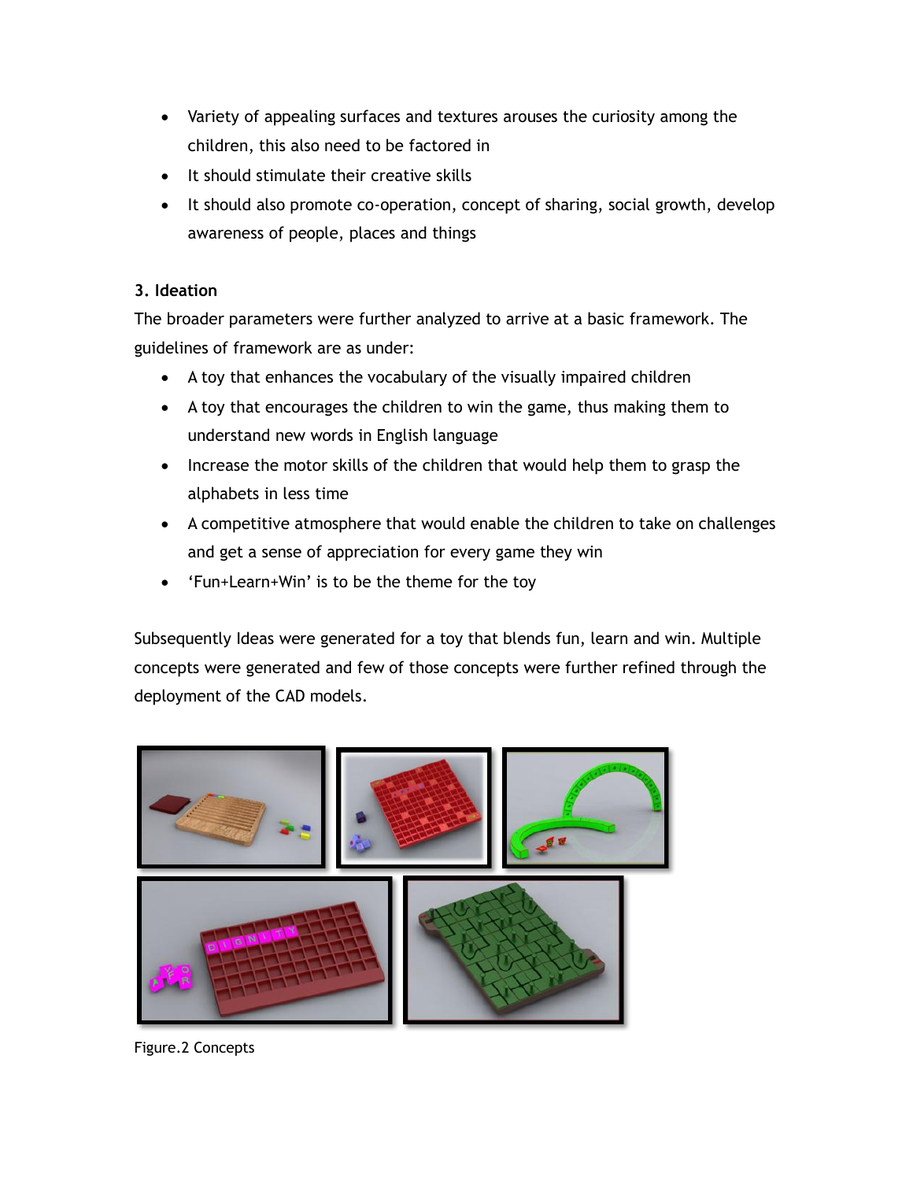- Variety of appealing surfaces and textures arouses the curiosity among the children, this also need to be factored in
- It should stimulate their creative skills
- It should also promote co-operation, concept of sharing, social growth, develop awareness of people, places and things

**3. Ideation**

The broader parameters were further analyzed to arrive at a basic framework. The guidelines of framework are as under:

- A toy that enhances the vocabulary of the visually impaired children
- A toy that encourages the children to win the game, thus making them to understand new words in English language
- Increase the motor skills of the children that would help them to grasp the alphabets in less time
- A competitive atmosphere that would enable the children to take on challenges and get a sense of appreciation for every game they win
- 'Fun+Learn+Win' is to be the theme for the toy

Subsequently Ideas were generated for a toy that blends fun, learn and win. Multiple concepts were generated and few of those concepts were further refined through the deployment of the CAD models.

Figure.2 Concepts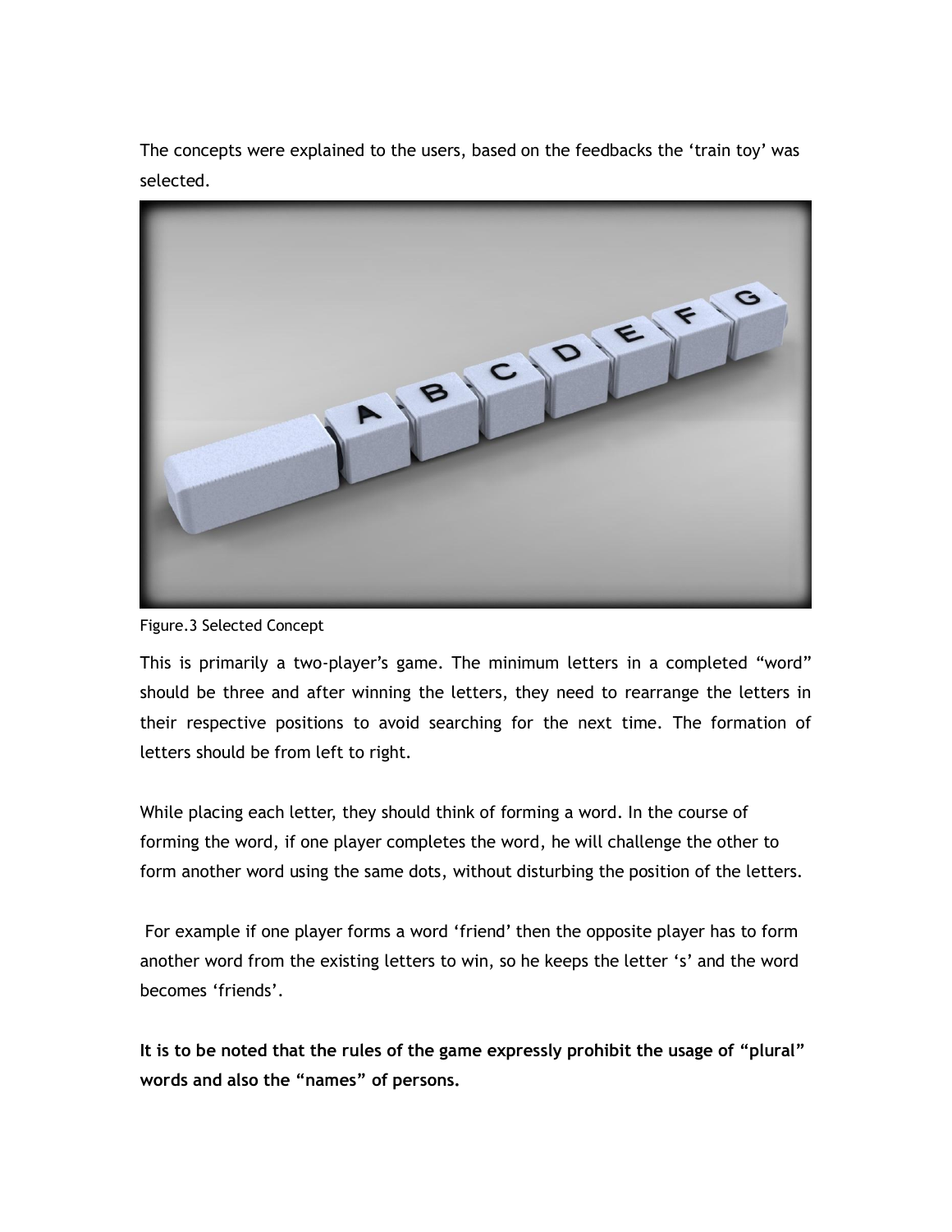The concepts were explained to the users, based on the feedbacks the 'train toy' was selected.

Figure.3 Selected Concept

This is primarily a two-player's game. The minimum letters in a completed "word" should be three and after winning the letters, they need to rearrange the letters in their respective positions to avoid searching for the next time. The formation of letters should be from left to right.

While placing each letter, they should think of forming a word. In the course of forming the word, if one player completes the word, he will challenge the other to form another word using the same dots, without disturbing the position of the letters.

For example if one player forms a word 'friend' then the opposite player has to form another word from the existing letters to win, so he keeps the letter 's' and the word becomes 'friends'.

**It is to be noted that the rules of the game expressly prohibit the usage of "plural" words and also the "names" of persons.**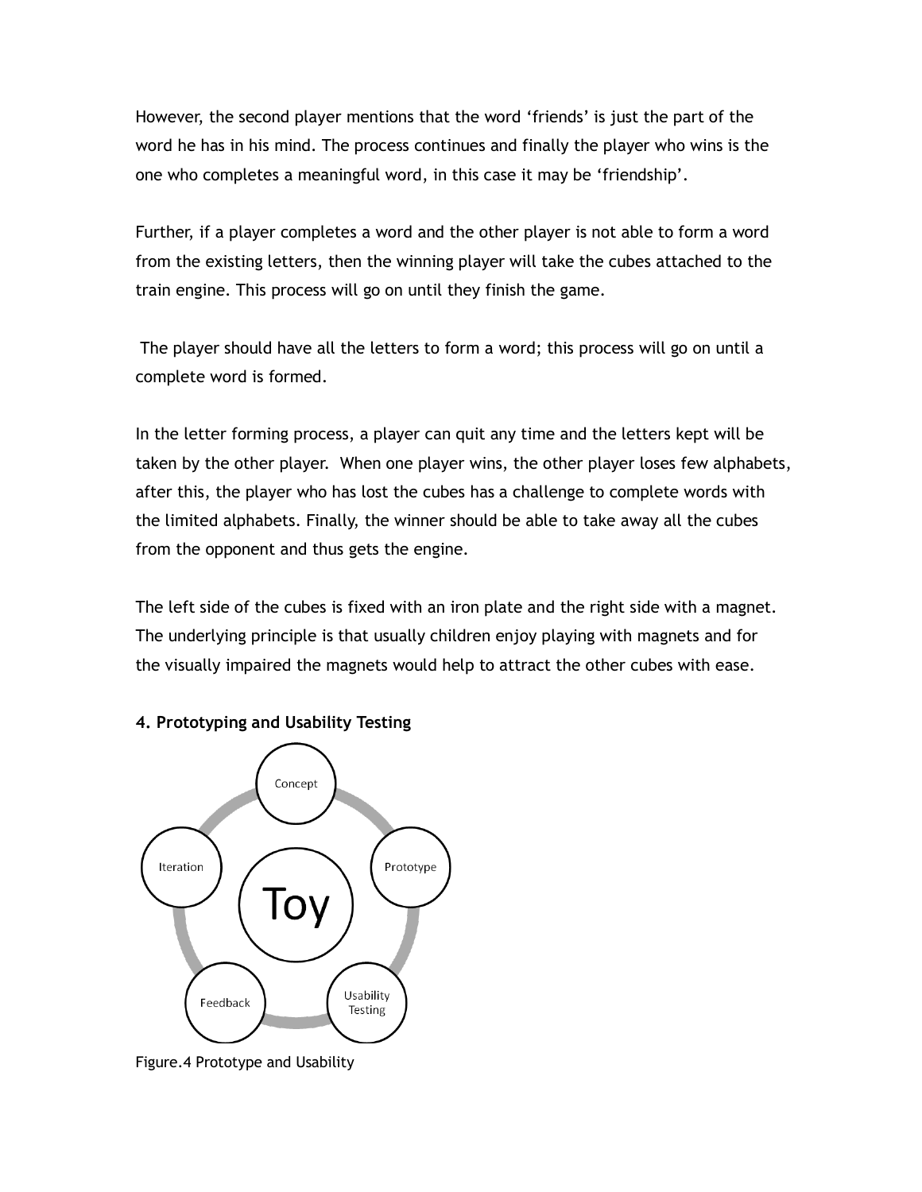However, the second player mentions that the word 'friends' is just the part of the word he has in his mind. The process continues and finally the player who wins is the one who completes a meaningful word, in this case it may be 'friendship'.

Further, if a player completes a word and the other player is not able to form a word from the existing letters, then the winning player will take the cubes attached to the train engine. This process will go on until they finish the game.

The player should have all the letters to form a word; this process will go on until a complete word is formed.

In the letter forming process, a player can quit any time and the letters kept will be taken by the other player. When one player wins, the other player loses few alphabets, after this, the player who has lost the cubes has a challenge to complete words with the limited alphabets. Finally, the winner should be able to take away all the cubes from the opponent and thus gets the engine.

The left side of the cubes is fixed with an iron plate and the right side with a magnet. The underlying principle is that usually children enjoy playing with magnets and for the visually impaired the magnets would help to attract the other cubes with ease.

## 4. Prototyping and Usability Testing

Toy — Concept — Prototype — Usability Testing — Feedback — Iteration

Figure.4 Prototype and Usability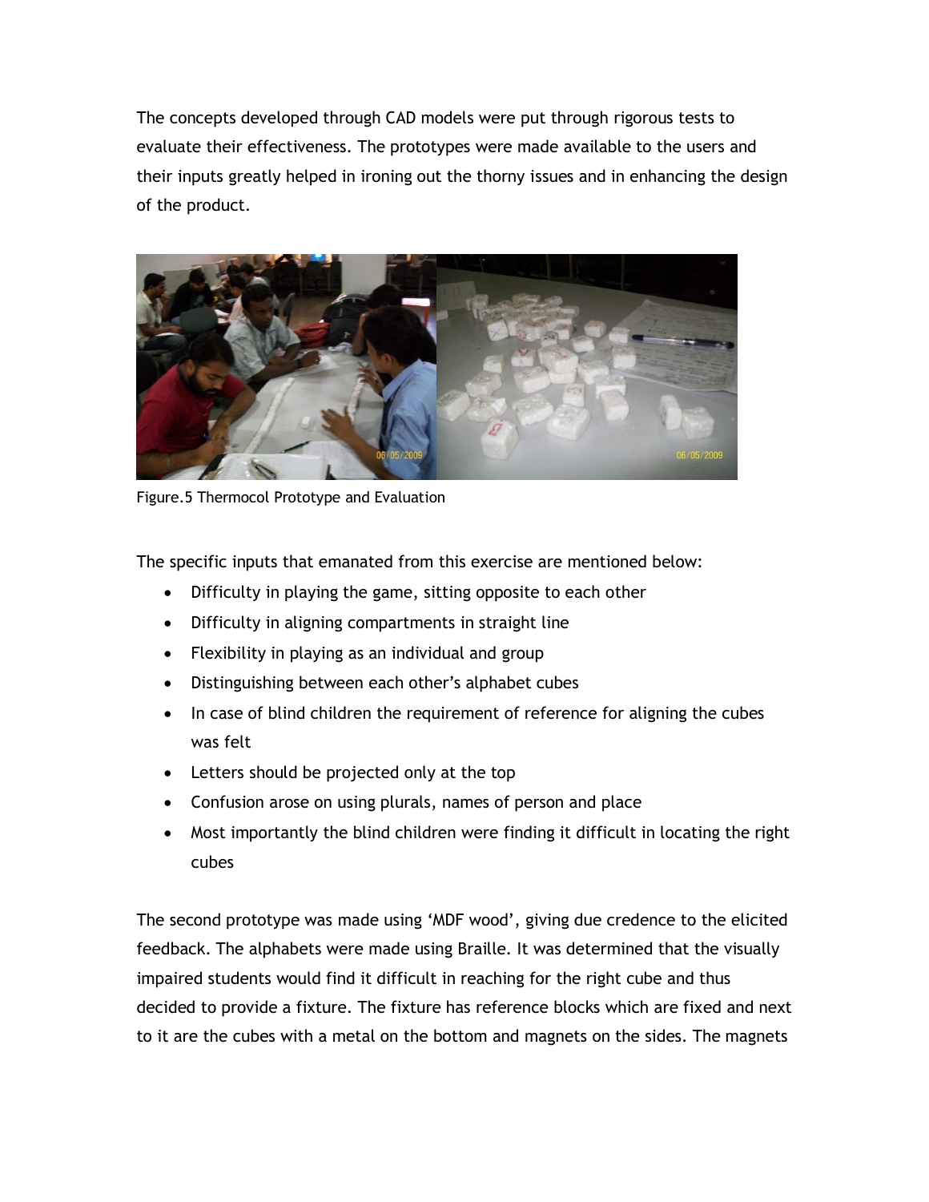The concepts developed through CAD models were put through rigorous tests to evaluate their effectiveness. The prototypes were made available to the users and their inputs greatly helped in ironing out the thorny issues and in enhancing the design of the product.

Figure.5 Thermocol Prototype and Evaluation

The specific inputs that emanated from this exercise are mentioned below:

- Difficulty in playing the game, sitting opposite to each other
- Difficulty in aligning compartments in straight line
- Flexibility in playing as an individual and group
- Distinguishing between each other's alphabet cubes
- In case of blind children the requirement of reference for aligning the cubes was felt
- Letters should be projected only at the top
- Confusion arose on using plurals, names of person and place
- Most importantly the blind children were finding it difficult in locating the right cubes

The second prototype was made using 'MDF wood', giving due credence to the elicited feedback. The alphabets were made using Braille. It was determined that the visually impaired students would find it difficult in reaching for the right cube and thus decided to provide a fixture. The fixture has reference blocks which are fixed and next to it are the cubes with a metal on the bottom and magnets on the sides. The magnets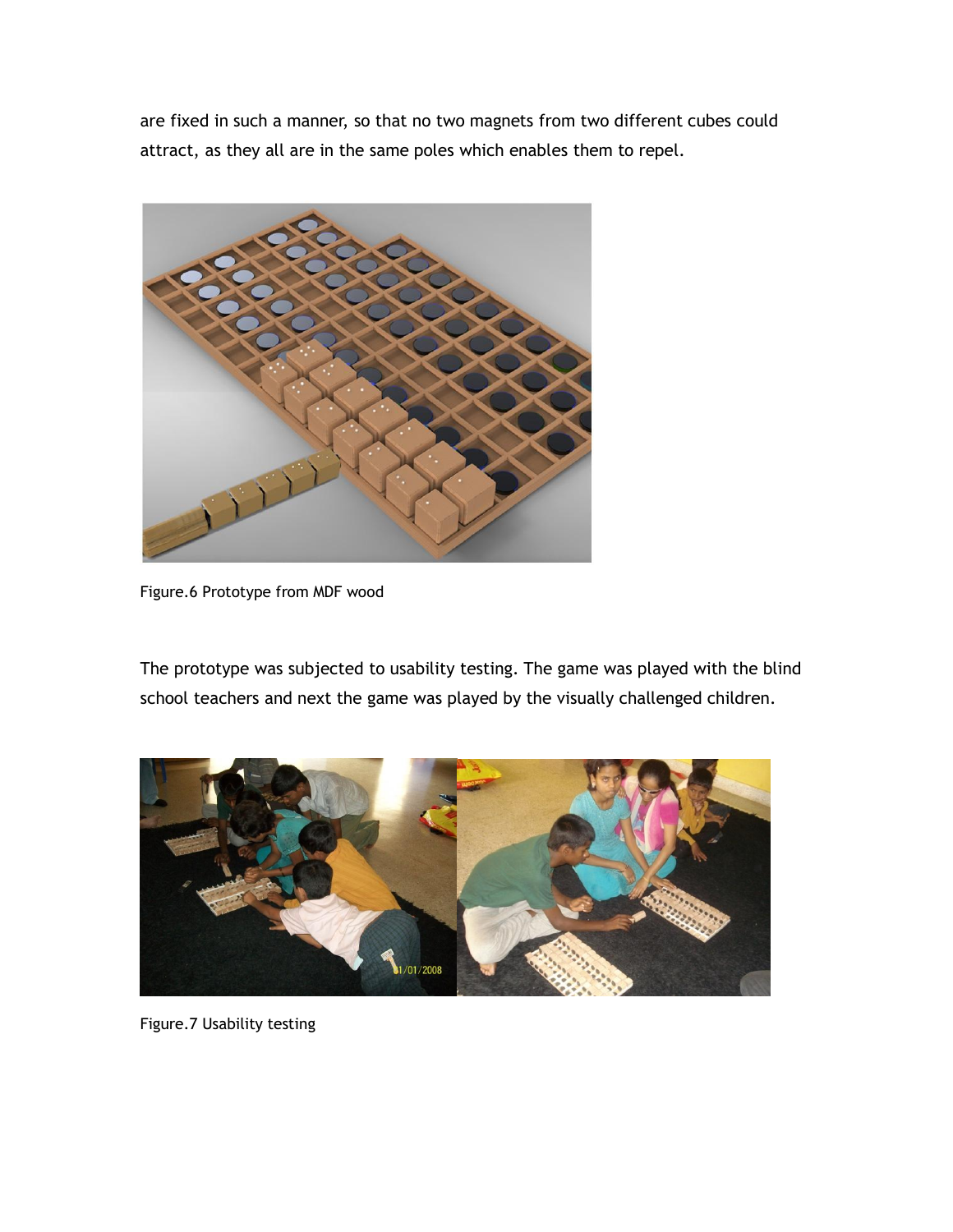are fixed in such a manner, so that no two magnets from two different cubes could attract, as they all are in the same poles which enables them to repel.

Figure.6 Prototype from MDF wood

The prototype was subjected to usability testing. The game was played with the blind school teachers and next the game was played by the visually challenged children.

Figure.7 Usability testing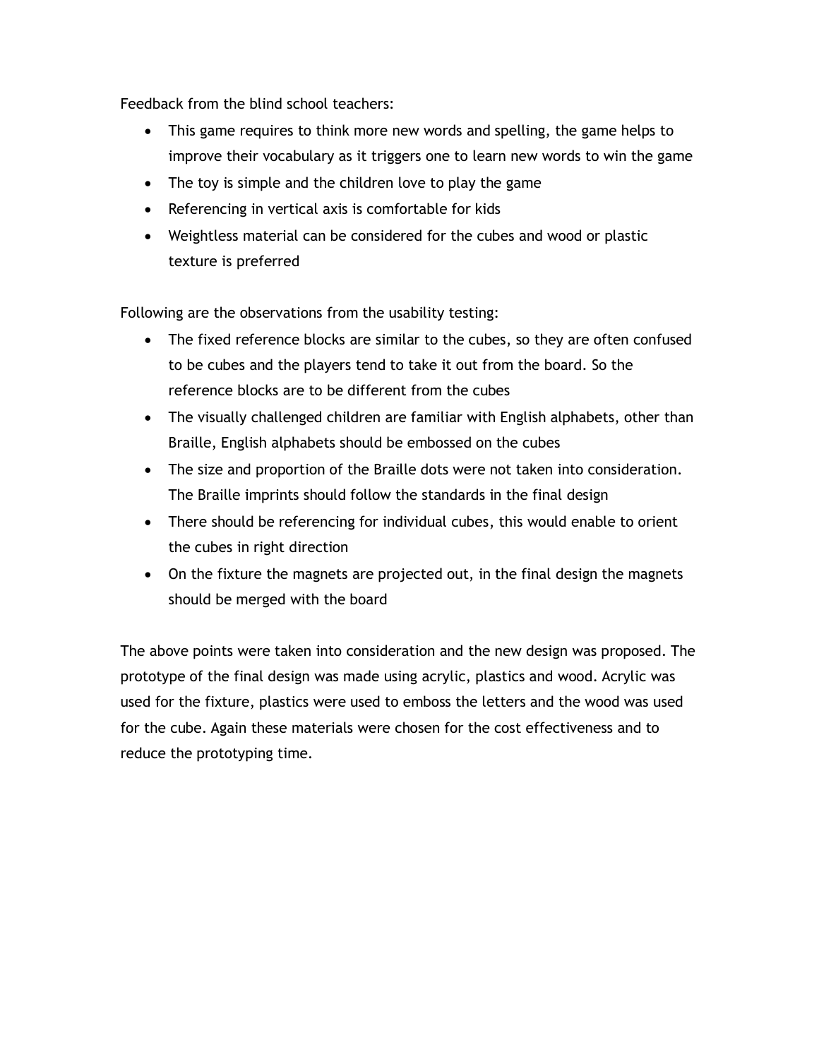Feedback from the blind school teachers:

- This game requires to think more new words and spelling, the game helps to improve their vocabulary as it triggers one to learn new words to win the game
- The toy is simple and the children love to play the game
- Referencing in vertical axis is comfortable for kids
- Weightless material can be considered for the cubes and wood or plastic texture is preferred

Following are the observations from the usability testing:

- The fixed reference blocks are similar to the cubes, so they are often confused to be cubes and the players tend to take it out from the board. So the reference blocks are to be different from the cubes
- The visually challenged children are familiar with English alphabets, other than Braille, English alphabets should be embossed on the cubes
- The size and proportion of the Braille dots were not taken into consideration. The Braille imprints should follow the standards in the final design
- There should be referencing for individual cubes, this would enable to orient the cubes in right direction
- On the fixture the magnets are projected out, in the final design the magnets should be merged with the board

The above points were taken into consideration and the new design was proposed. The prototype of the final design was made using acrylic, plastics and wood. Acrylic was used for the fixture, plastics were used to emboss the letters and the wood was used for the cube. Again these materials were chosen for the cost effectiveness and to reduce the prototyping time.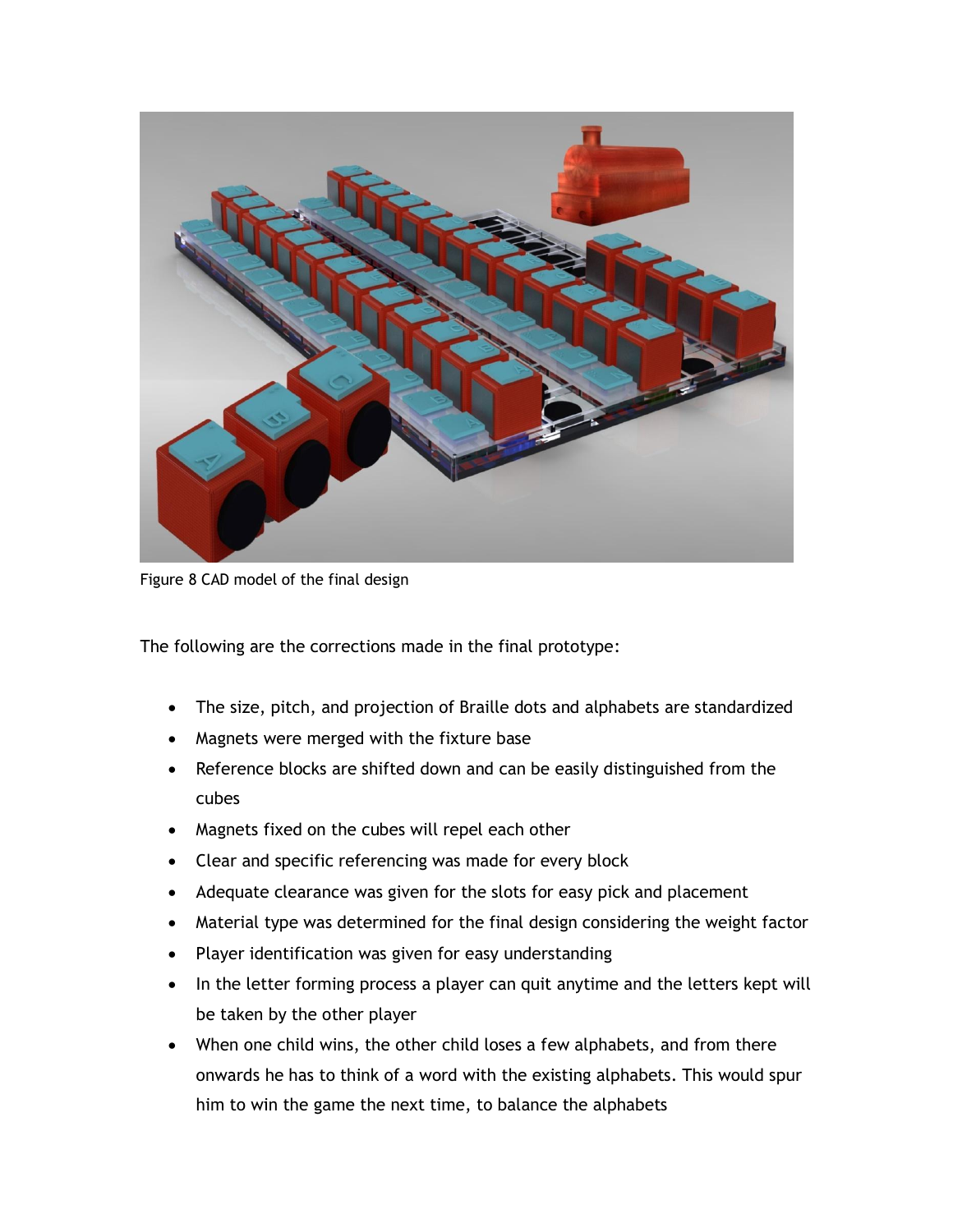Figure 8 CAD model of the final design

The following are the corrections made in the final prototype:

- The size, pitch, and projection of Braille dots and alphabets are standardized
- Magnets were merged with the fixture base
- Reference blocks are shifted down and can be easily distinguished from the cubes
- Magnets fixed on the cubes will repel each other
- Clear and specific referencing was made for every block
- Adequate clearance was given for the slots for easy pick and placement
- Material type was determined for the final design considering the weight factor
- Player identification was given for easy understanding
- In the letter forming process a player can quit anytime and the letters kept will be taken by the other player
- When one child wins, the other child loses a few alphabets, and from there onwards he has to think of a word with the existing alphabets. This would spur him to win the game the next time, to balance the alphabets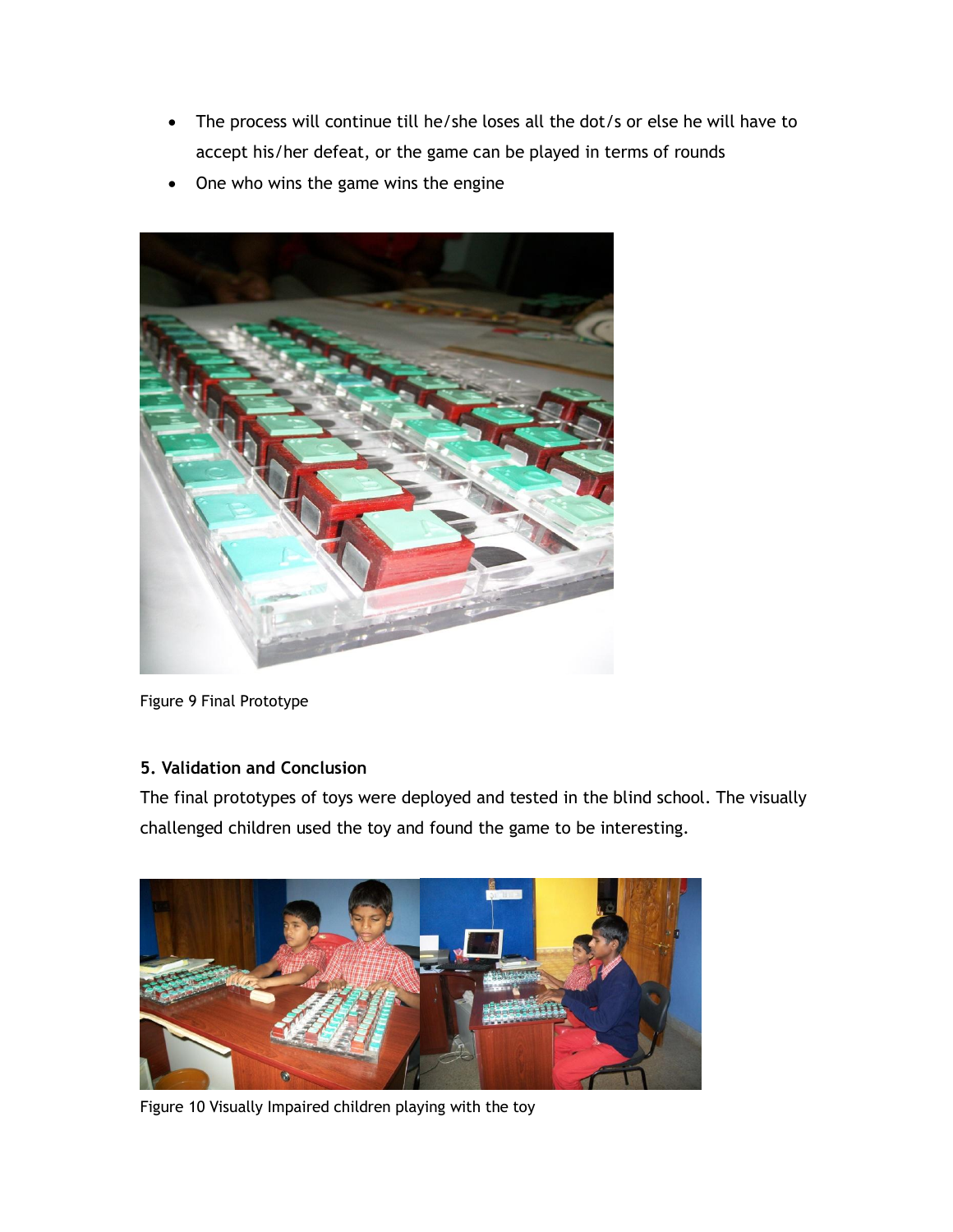- The process will continue till he/she loses all the dot/s or else he will have to accept his/her defeat, or the game can be played in terms of rounds
- One who wins the game wins the engine

Figure 9 Final Prototype

### 5. Validation and Conclusion

The final prototypes of toys were deployed and tested in the blind school. The visually challenged children used the toy and found the game to be interesting.

Figure 10 Visually Impaired children playing with the toy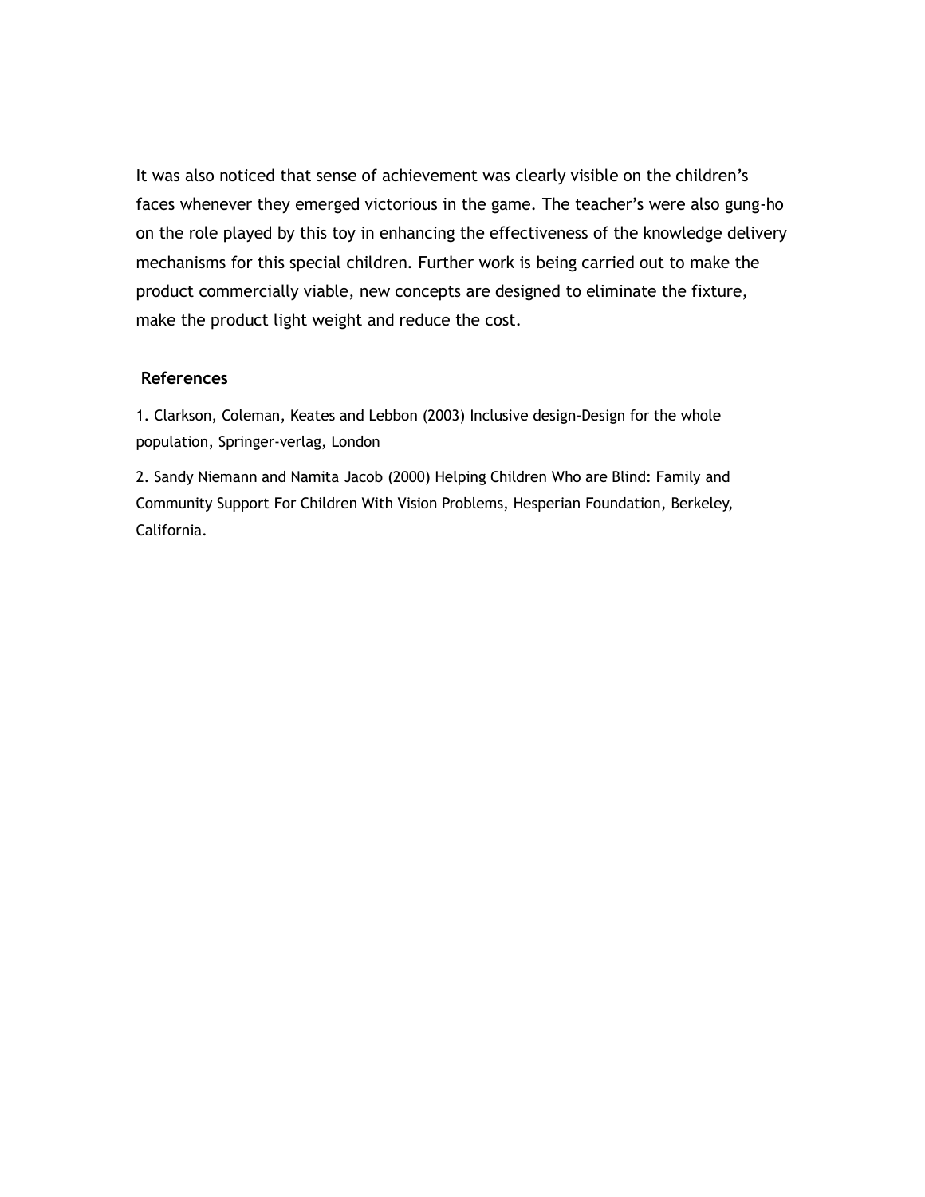It was also noticed that sense of achievement was clearly visible on the children's faces whenever they emerged victorious in the game. The teacher's were also gung-ho on the role played by this toy in enhancing the effectiveness of the knowledge delivery mechanisms for this special children. Further work is being carried out to make the product commercially viable, new concepts are designed to eliminate the fixture, make the product light weight and reduce the cost.

## References

1. Clarkson, Coleman, Keates and Lebbon (2003) Inclusive design-Design for the whole population, Springer-verlag, London

2. Sandy Niemann and Namita Jacob (2000) Helping Children Who are Blind: Family and Community Support For Children With Vision Problems, Hesperian Foundation, Berkeley, California.